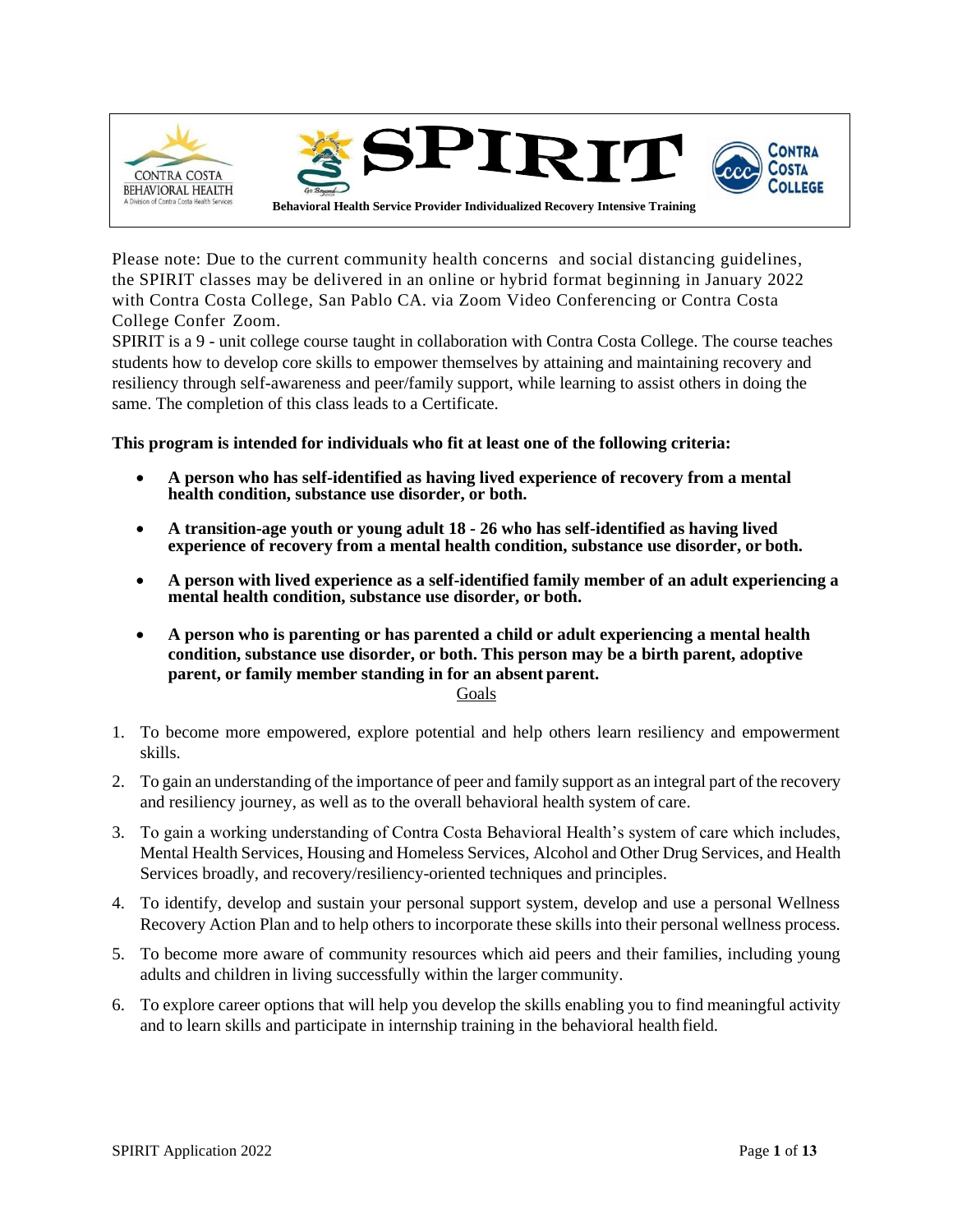CONTRA COSTA BEHAVIORAL HEALTH
A Division of Contra Costa Health Services

# SPIRIT

**Behavioral Health Service Provider Individualized Recovery Intensive Training**

CONTRA COSTA COLLEGE

Please note: Due to the current community health concerns and social distancing guidelines, the SPIRIT classes may be delivered in an online or hybrid format beginning in January 2022 with Contra Costa College, San Pablo CA. via Zoom Video Conferencing or Contra Costa College Confer Zoom.

SPIRIT is a 9 - unit college course taught in collaboration with Contra Costa College. The course teaches students how to develop core skills to empower themselves by attaining and maintaining recovery and resiliency through self-awareness and peer/family support, while learning to assist others in doing the same. The completion of this class leads to a Certificate.

**This program is intended for individuals who fit at least one of the following criteria:**

- **A person who has self-identified as having lived experience of recovery from a mental health condition, substance use disorder, or both.**
- **A transition-age youth or young adult 18 - 26 who has self-identified as having lived experience of recovery from a mental health condition, substance use disorder, or both.**
- **A person with lived experience as a self-identified family member of an adult experiencing a mental health condition, substance use disorder, or both.**
- **A person who is parenting or has parented a child or adult experiencing a mental health condition, substance use disorder, or both. This person may be a birth parent, adoptive parent, or family member standing in for an absent parent.**

## Goals

1. To become more empowered, explore potential and help others learn resiliency and empowerment skills.
2. To gain an understanding of the importance of peer and family support as an integral part of the recovery and resiliency journey, as well as to the overall behavioral health system of care.
3. To gain a working understanding of Contra Costa Behavioral Health's system of care which includes, Mental Health Services, Housing and Homeless Services, Alcohol and Other Drug Services, and Health Services broadly, and recovery/resiliency-oriented techniques and principles.
4. To identify, develop and sustain your personal support system, develop and use a personal Wellness Recovery Action Plan and to help others to incorporate these skills into their personal wellness process.
5. To become more aware of community resources which aid peers and their families, including young adults and children in living successfully within the larger community.
6. To explore career options that will help you develop the skills enabling you to find meaningful activity and to learn skills and participate in internship training in the behavioral health field.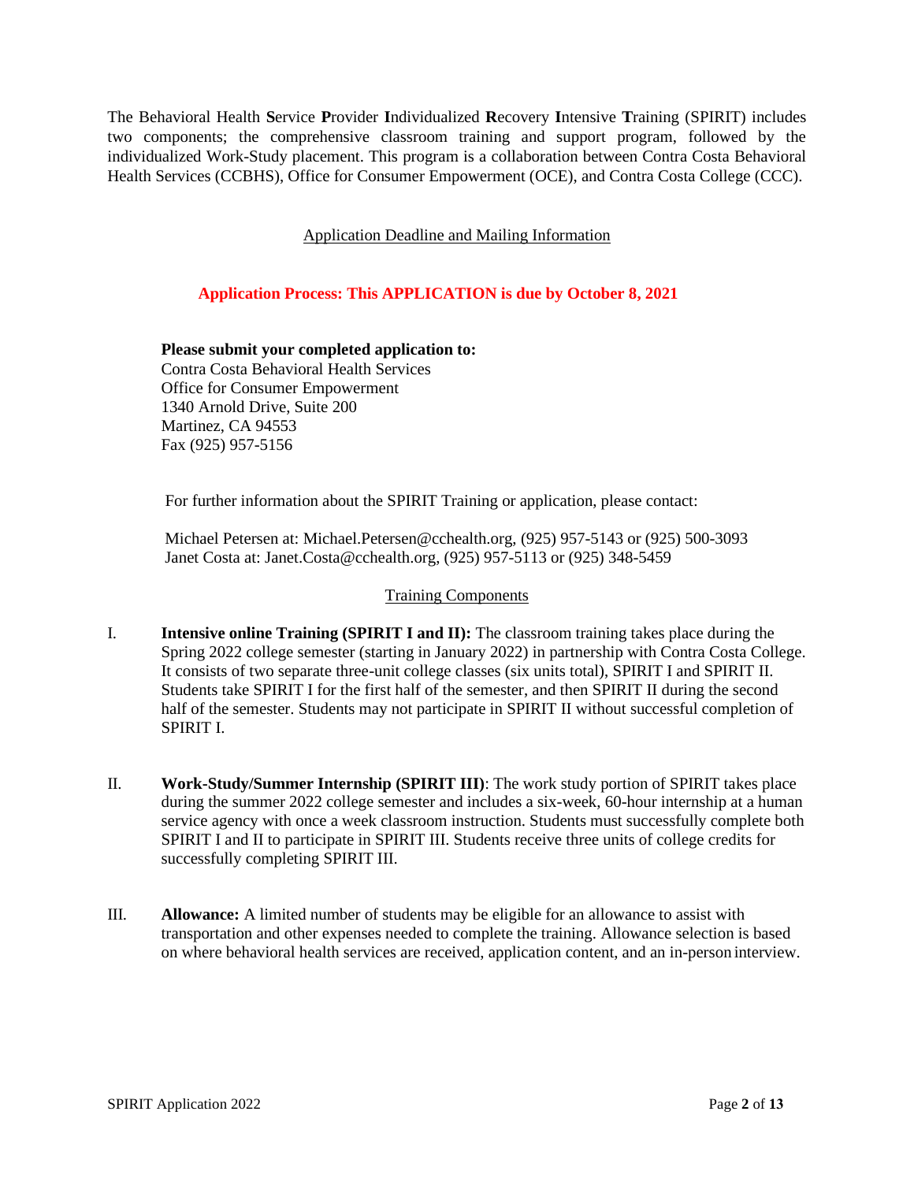The Behavioral Health **S**ervice **P**rovider **I**ndividualized **R**ecovery **I**ntensive **T**raining (SPIRIT) includes two components; the comprehensive classroom training and support program, followed by the individualized Work-Study placement. This program is a collaboration between Contra Costa Behavioral Health Services (CCBHS), Office for Consumer Empowerment (OCE), and Contra Costa College (CCC).

## Application Deadline and Mailing Information

**Application Process: This APPLICATION is due by October 8, 2021**

**Please submit your completed application to:**
Contra Costa Behavioral Health Services
Office for Consumer Empowerment
1340 Arnold Drive, Suite 200
Martinez, CA 94553
Fax (925) 957-5156

For further information about the SPIRIT Training or application, please contact:

Michael Petersen at: Michael.Petersen@cchealth.org, (925) 957-5143 or (925) 500-3093
Janet Costa at: Janet.Costa@cchealth.org, (925) 957-5113 or (925) 348-5459

## Training Components

I. **Intensive online Training (SPIRIT I and II):** The classroom training takes place during the Spring 2022 college semester (starting in January 2022) in partnership with Contra Costa College. It consists of two separate three-unit college classes (six units total), SPIRIT I and SPIRIT II. Students take SPIRIT I for the first half of the semester, and then SPIRIT II during the second half of the semester. Students may not participate in SPIRIT II without successful completion of SPIRIT I.

II. **Work-Study/Summer Internship (SPIRIT III)**: The work study portion of SPIRIT takes place during the summer 2022 college semester and includes a six-week, 60-hour internship at a human service agency with once a week classroom instruction. Students must successfully complete both SPIRIT I and II to participate in SPIRIT III. Students receive three units of college credits for successfully completing SPIRIT III.

III. **Allowance:** A limited number of students may be eligible for an allowance to assist with transportation and other expenses needed to complete the training. Allowance selection is based on where behavioral health services are received, application content, and an in-person interview.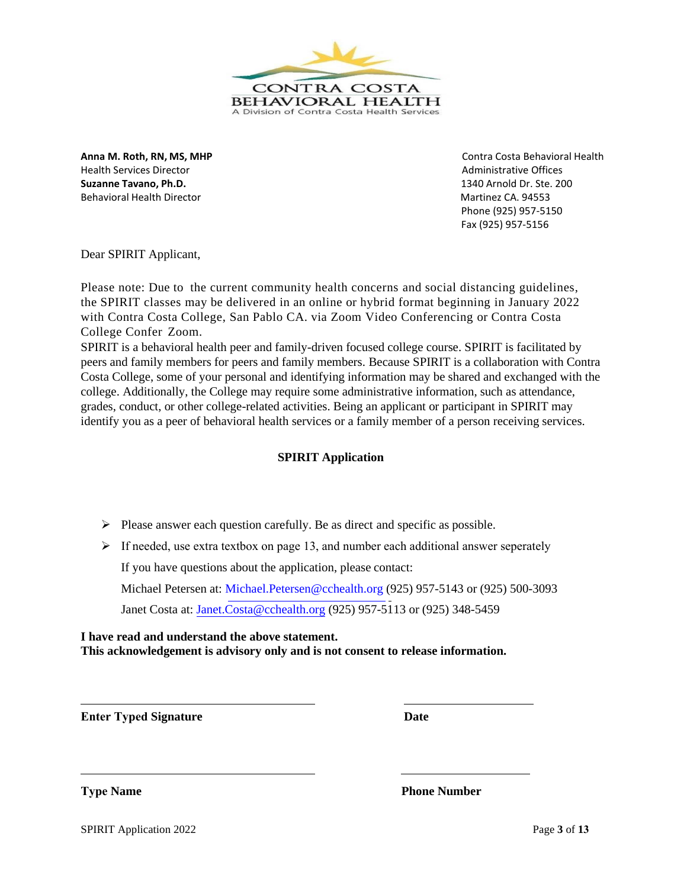CONTRA COSTA BEHAVIORAL HEALTH
A Division of Contra Costa Health Services

**Anna M. Roth, RN, MS, MHP**
Health Services Director
**Suzanne Tavano, Ph.D.**
Behavioral Health Director

Contra Costa Behavioral Health
Administrative Offices
1340 Arnold Dr. Ste. 200
Martinez CA. 94553
Phone (925) 957-5150
Fax (925) 957-5156

Dear SPIRIT Applicant,

Please note: Due to the current community health concerns and social distancing guidelines, the SPIRIT classes may be delivered in an online or hybrid format beginning in January 2022 with Contra Costa College, San Pablo CA. via Zoom Video Conferencing or Contra Costa College Confer Zoom.
SPIRIT is a behavioral health peer and family-driven focused college course. SPIRIT is facilitated by peers and family members for peers and family members. Because SPIRIT is a collaboration with Contra Costa College, some of your personal and identifying information may be shared and exchanged with the college. Additionally, the College may require some administrative information, such as attendance, grades, conduct, or other college-related activities. Being an applicant or participant in SPIRIT may identify you as a peer of behavioral health services or a family member of a person receiving services.

## SPIRIT Application

- Please answer each question carefully. Be as direct and specific as possible.
- If needed, use extra textbox on page 13, and number each additional answer seperately

  If you have questions about the application, please contact:

  Michael Petersen at: Michael.Petersen@cchealth.org (925) 957-5143 or (925) 500-3093

  Janet Costa at: Janet.Costa@cchealth.org (925) 957-5113 or (925) 348-5459

**I have read and understand the above statement.**
**This acknowledgement is advisory only and is not consent to release information.**

______________________________ ______________________

**Enter Typed Signature** **Date**

______________________________ ______________________

**Type Name** **Phone Number**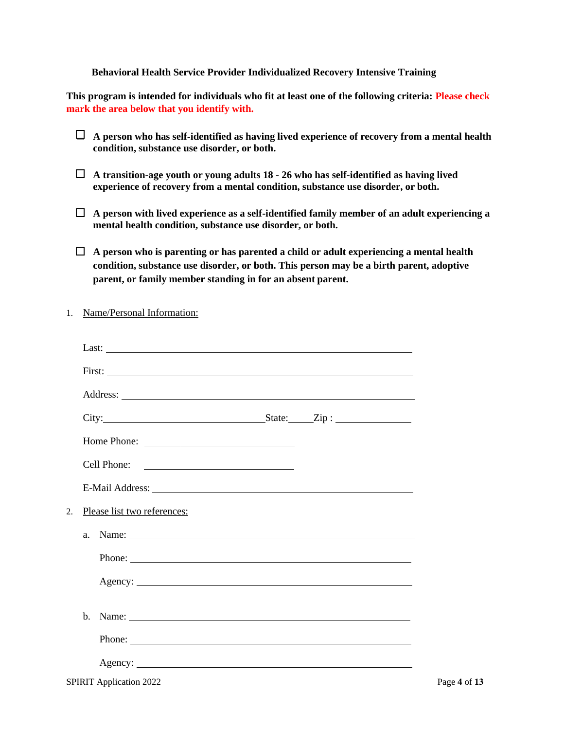**Behavioral Health Service Provider Individualized Recovery Intensive Training**

**This program is intended for individuals who fit at least one of the following criteria: Please check mark the area below that you identify with.**

- ☐ **A person who has self-identified as having lived experience of recovery from a mental health condition, substance use disorder, or both.**

- ☐ **A transition-age youth or young adults 18 - 26 who has self-identified as having lived experience of recovery from a mental condition, substance use disorder, or both.**

- ☐ **A person with lived experience as a self-identified family member of an adult experiencing a mental health condition, substance use disorder, or both.**

- ☐ **A person who is parenting or has parented a child or adult experiencing a mental health condition, substance use disorder, or both. This person may be a birth parent, adoptive parent, or family member standing in for an absent parent.**

1. Name/Personal Information:

   Last: ______________________________

   First: ______________________________

   Address: ______________________________

   City: ____________________ State: _____ Zip : ____________

   Home Phone: ____________________

   Cell Phone: ____________________

   E-Mail Address: ______________________________

2. Please list two references:

   a. Name: ______________________________

      Phone: ______________________________

      Agency: ______________________________

   b. Name: ______________________________

      Phone: ______________________________

      Agency: ______________________________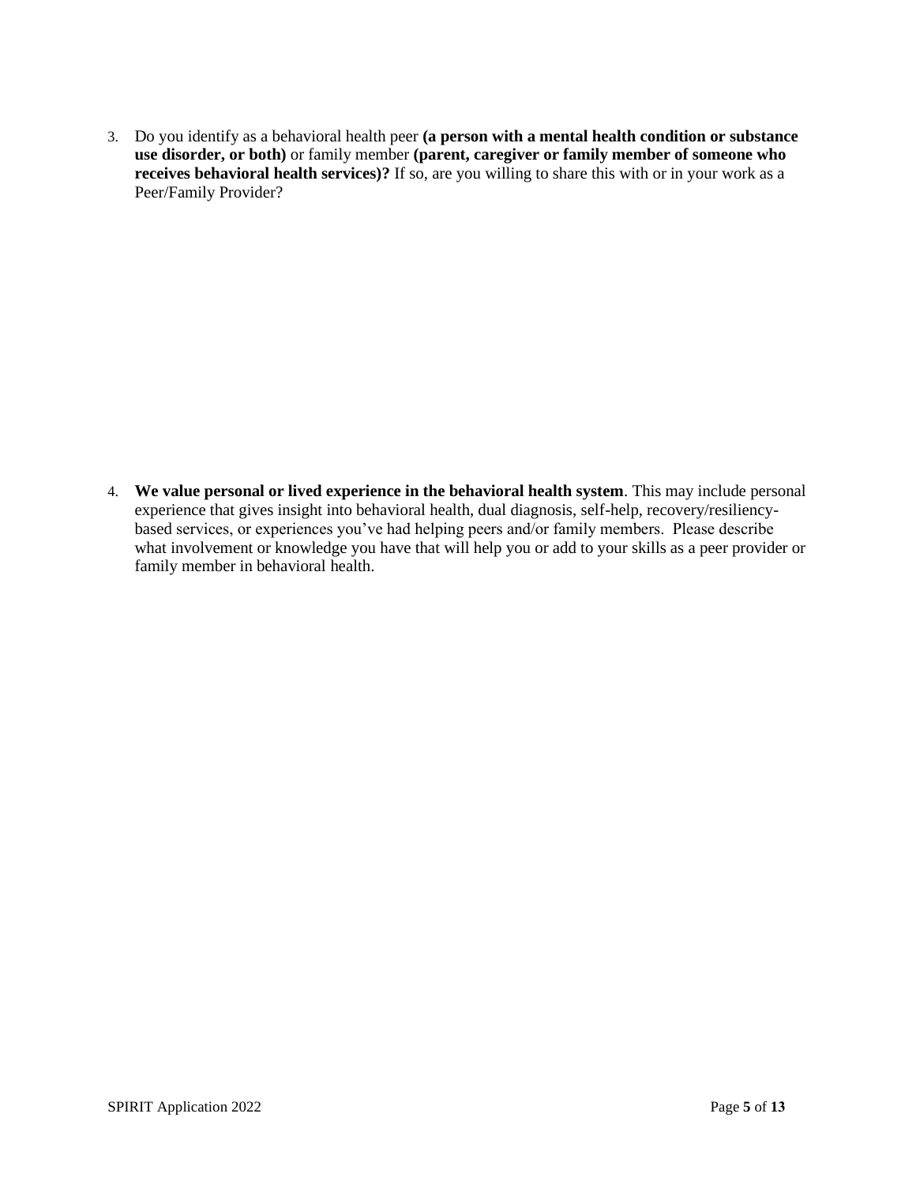3. Do you identify as a behavioral health peer **(a person with a mental health condition or substance use disorder, or both)** or family member **(parent, caregiver or family member of someone who receives behavioral health services)?** If so, are you willing to share this with or in your work as a Peer/Family Provider?

4. **We value personal or lived experience in the behavioral health system**. This may include personal experience that gives insight into behavioral health, dual diagnosis, self-help, recovery/resiliency-based services, or experiences you've had helping peers and/or family members. Please describe what involvement or knowledge you have that will help you or add to your skills as a peer provider or family member in behavioral health.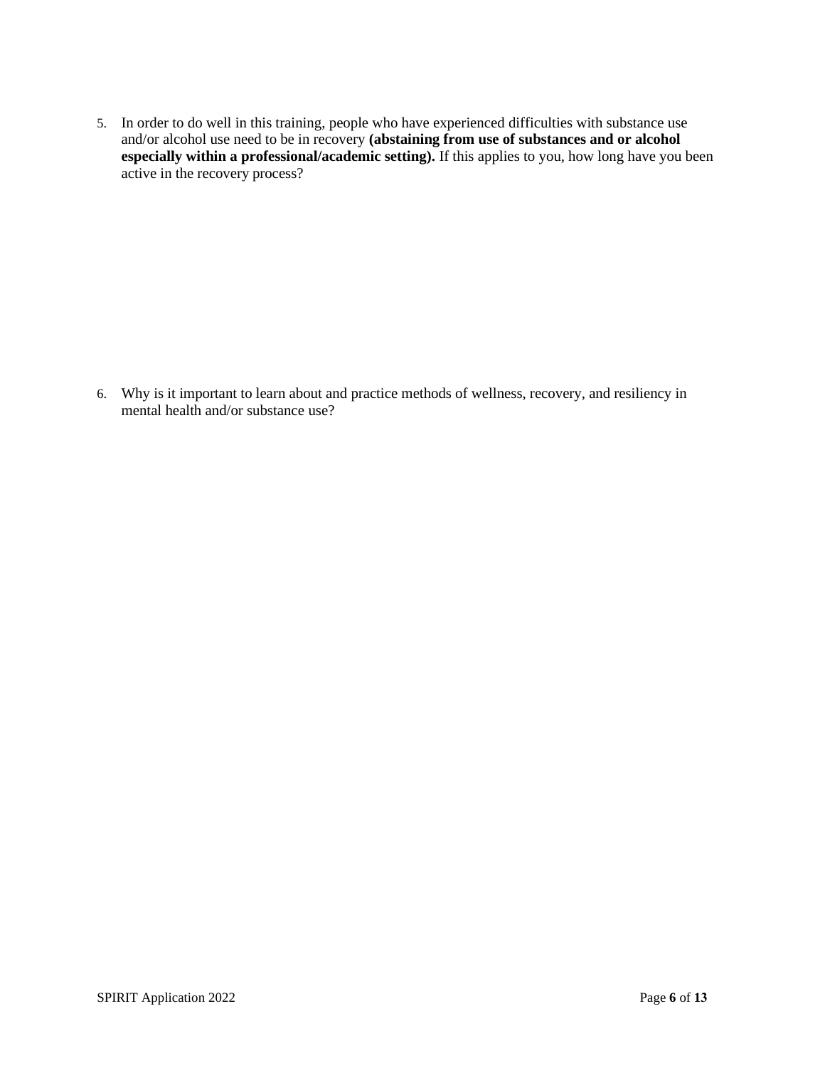5. In order to do well in this training, people who have experienced difficulties with substance use and/or alcohol use need to be in recovery **(abstaining from use of substances and or alcohol especially within a professional/academic setting).** If this applies to you, how long have you been active in the recovery process?

6. Why is it important to learn about and practice methods of wellness, recovery, and resiliency in mental health and/or substance use?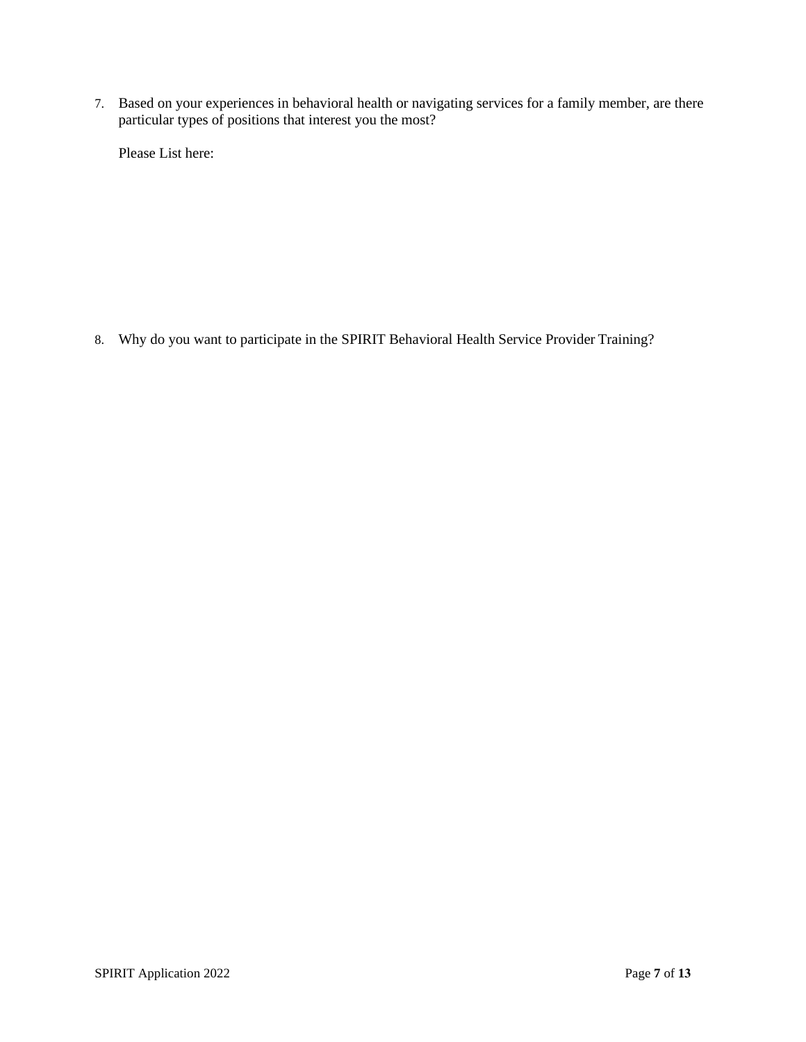7. Based on your experiences in behavioral health or navigating services for a family member, are there particular types of positions that interest you the most?

   Please List here:

8. Why do you want to participate in the SPIRIT Behavioral Health Service Provider Training?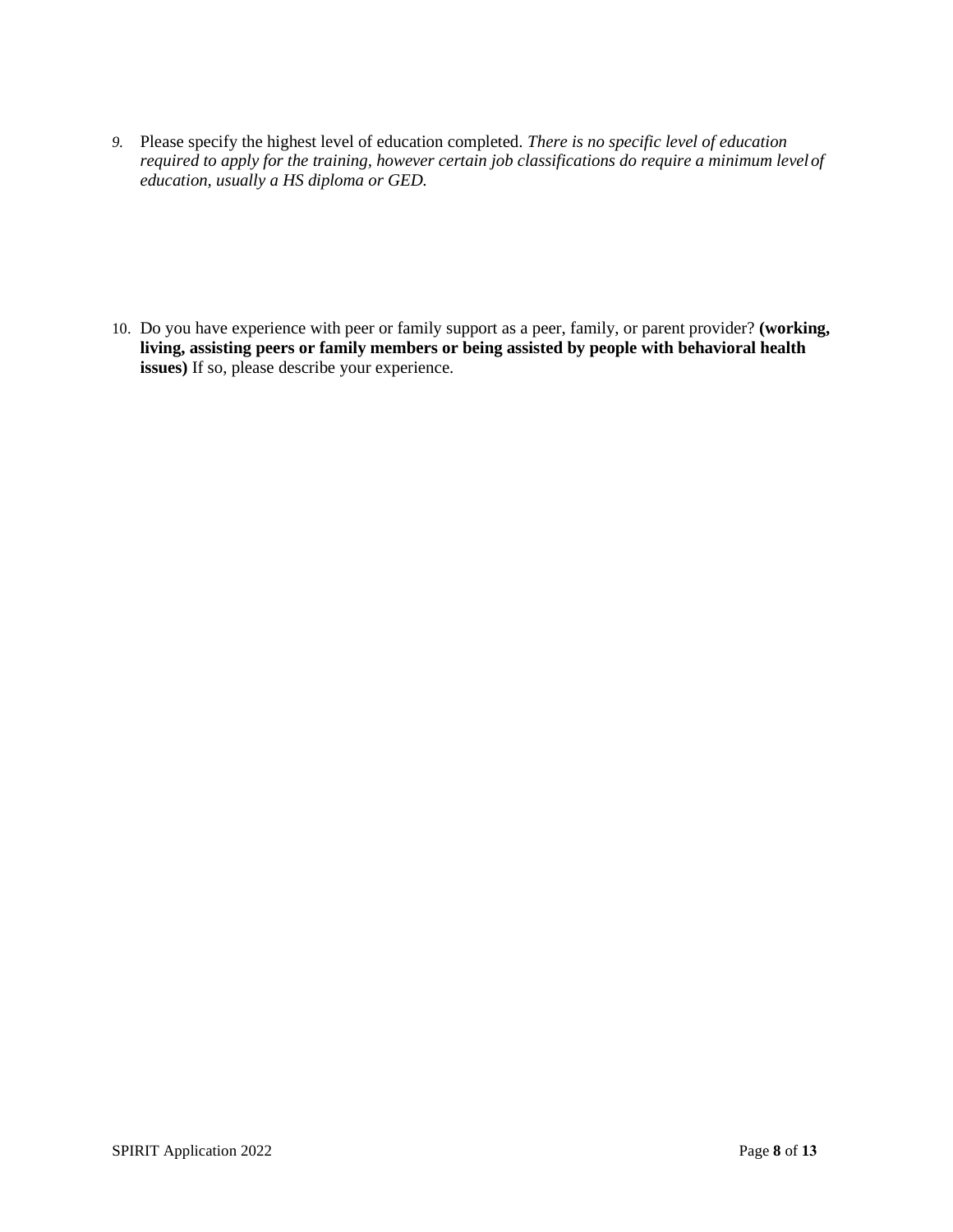9. Please specify the highest level of education completed. *There is no specific level of education required to apply for the training, however certain job classifications do require a minimum level of education, usually a HS diploma or GED.*

10. Do you have experience with peer or family support as a peer, family, or parent provider? **(working, living, assisting peers or family members or being assisted by people with behavioral health issues)** If so, please describe your experience.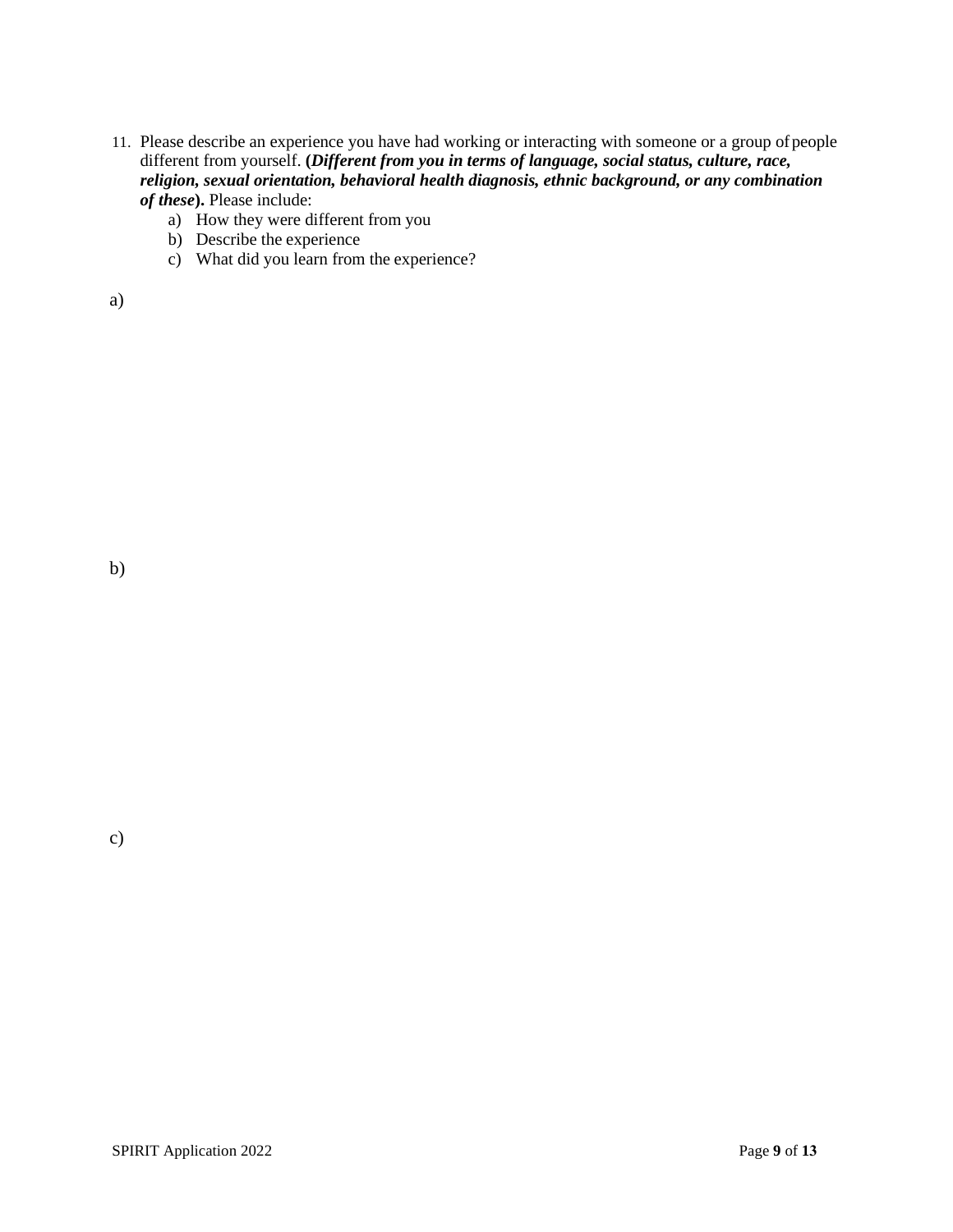11. Please describe an experience you have had working or interacting with someone or a group of people different from yourself. (***Different from you in terms of language, social status, culture, race, religion, sexual orientation, behavioral health diagnosis, ethnic background, or any combination of these***). Please include:
    a) How they were different from you
    b) Describe the experience
    c) What did you learn from the experience?

a)

b)

c)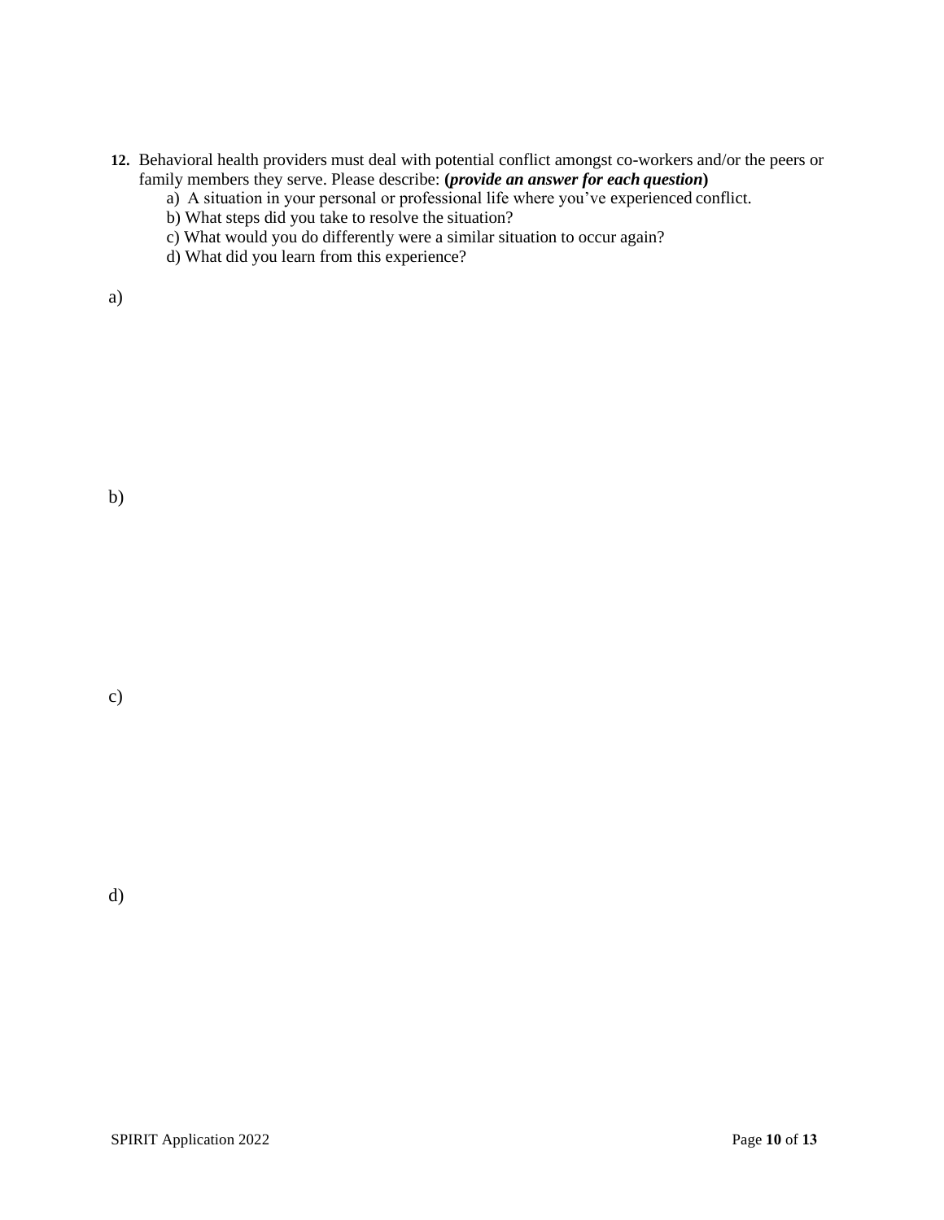**12.** Behavioral health providers must deal with potential conflict amongst co-workers and/or the peers or family members they serve. Please describe: **(*provide an answer for each question*)**

a) A situation in your personal or professional life where you've experienced conflict.

b) What steps did you take to resolve the situation?

c) What would you do differently were a similar situation to occur again?

d) What did you learn from this experience?

a)

b)

c)

d)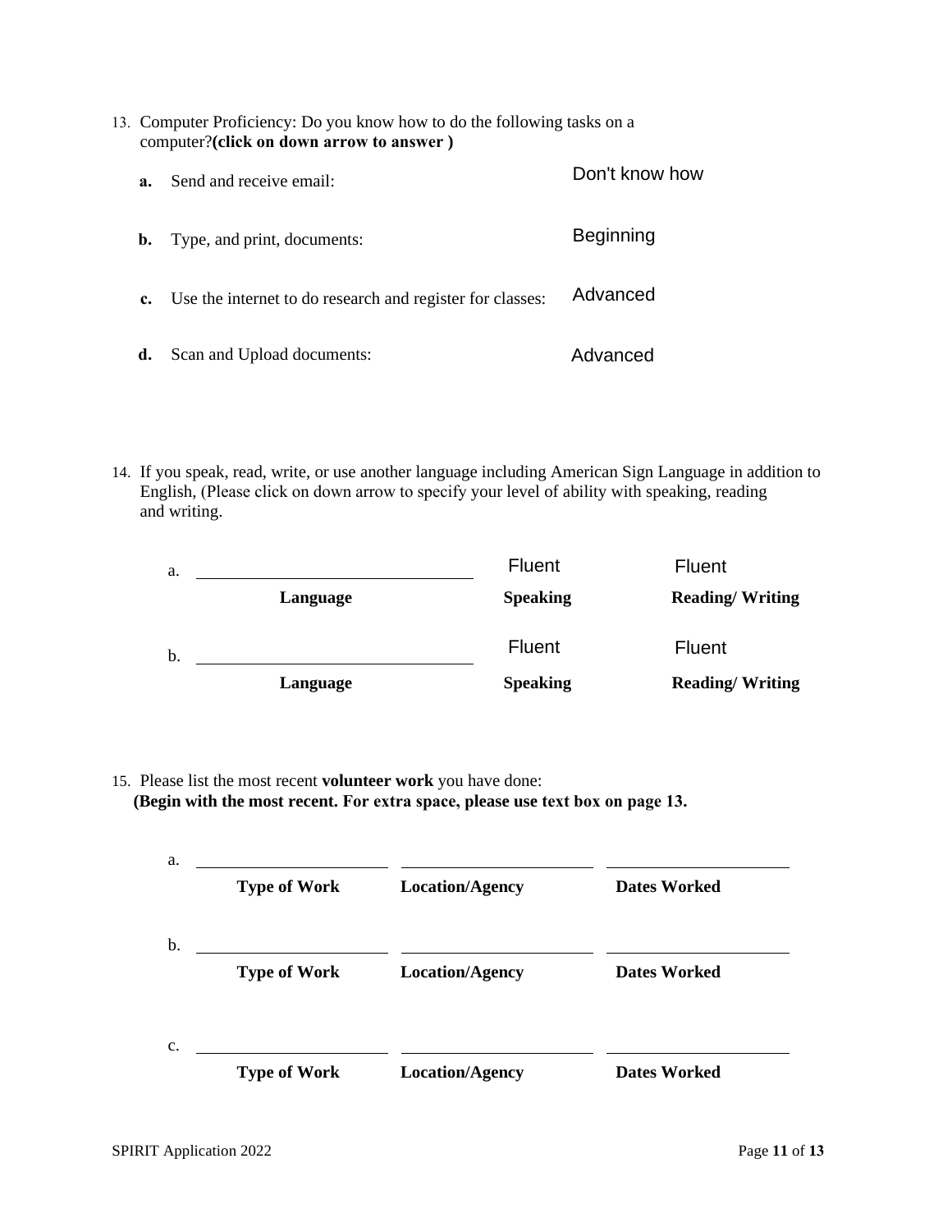13. Computer Proficiency: Do you know how to do the following tasks on a computer?**(click on down arrow to answer )**

   **a.** Send and receive email: Don't know how

   **b.** Type, and print, documents: Beginning

   **c.** Use the internet to do research and register for classes: Advanced

   **d.** Scan and Upload documents: Advanced

14. If you speak, read, write, or use another language including American Sign Language in addition to English, (Please click on down arrow to specify your level of ability with speaking, reading and writing.

| | Language | Speaking | Reading/ Writing |
|---|---|---|---|
| a. | | Fluent | Fluent |
| b. | | Fluent | Fluent |

15. Please list the most recent **volunteer work** you have done:
   **(Begin with the most recent. For extra space, please use text box on page 13.**

| | Type of Work | Location/Agency | Dates Worked |
|---|---|---|---|
| a. | | | |
| b. | | | |
| c. | | | |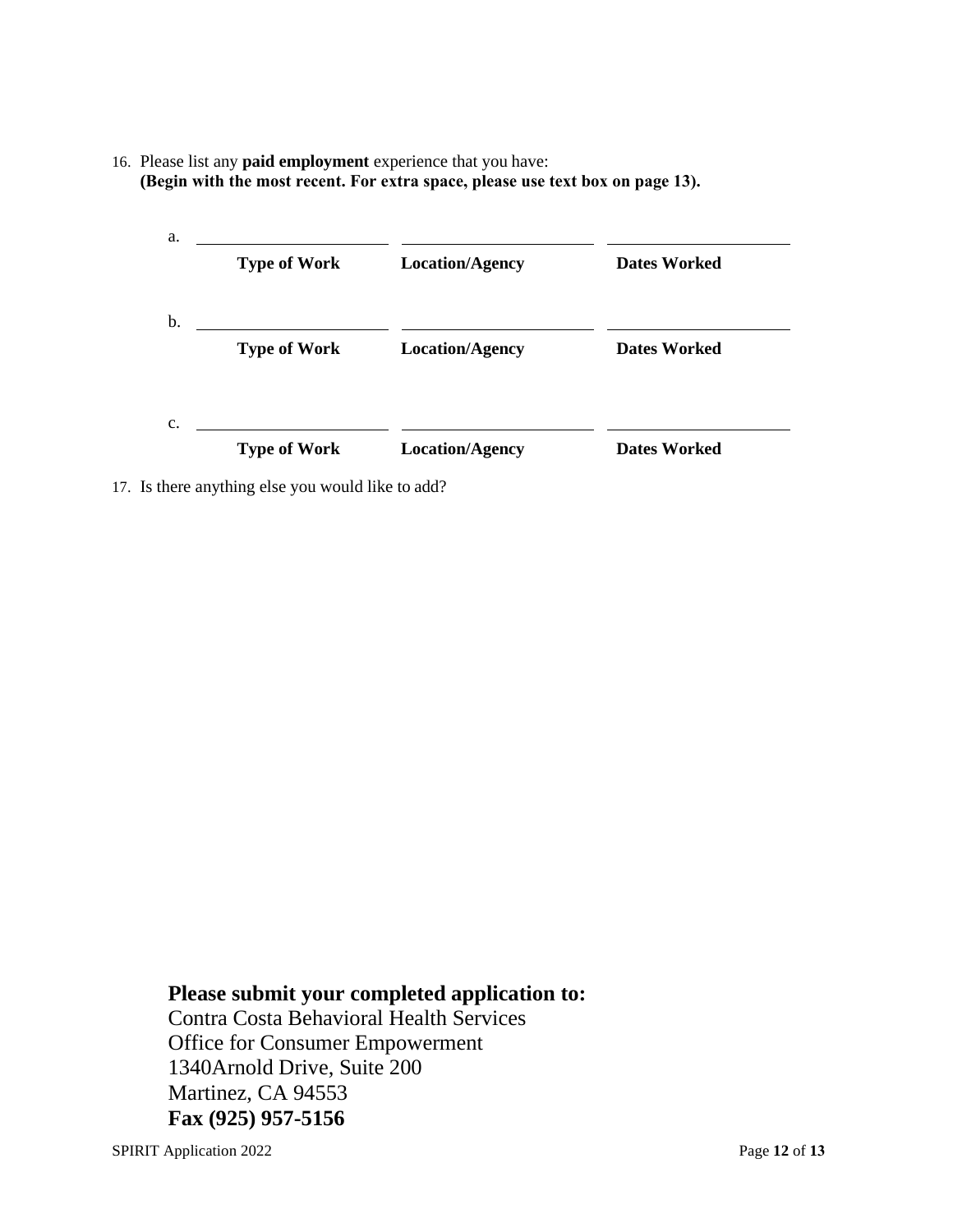16. Please list any **paid employment** experience that you have:
    **(Begin with the most recent. For extra space, please use text box on page 13).**

a. \_\_\_\_\_\_\_\_\_\_\_\_\_\_\_\_\_\_\_\_ \_\_\_\_\_\_\_\_\_\_\_\_\_\_\_\_\_\_\_\_ \_\_\_\_\_\_\_\_\_\_\_\_\_\_\_\_\_\_\_\_
   **Type of Work** **Location/Agency** **Dates Worked**

b. \_\_\_\_\_\_\_\_\_\_\_\_\_\_\_\_\_\_\_\_ \_\_\_\_\_\_\_\_\_\_\_\_\_\_\_\_\_\_\_\_ \_\_\_\_\_\_\_\_\_\_\_\_\_\_\_\_\_\_\_\_
   **Type of Work** **Location/Agency** **Dates Worked**

c. \_\_\_\_\_\_\_\_\_\_\_\_\_\_\_\_\_\_\_\_ \_\_\_\_\_\_\_\_\_\_\_\_\_\_\_\_\_\_\_\_ \_\_\_\_\_\_\_\_\_\_\_\_\_\_\_\_\_\_\_\_
   **Type of Work** **Location/Agency** **Dates Worked**

17. Is there anything else you would like to add?

**Please submit your completed application to:**
Contra Costa Behavioral Health Services
Office for Consumer Empowerment
1340Arnold Drive, Suite 200
Martinez, CA 94553
**Fax (925) 957-5156**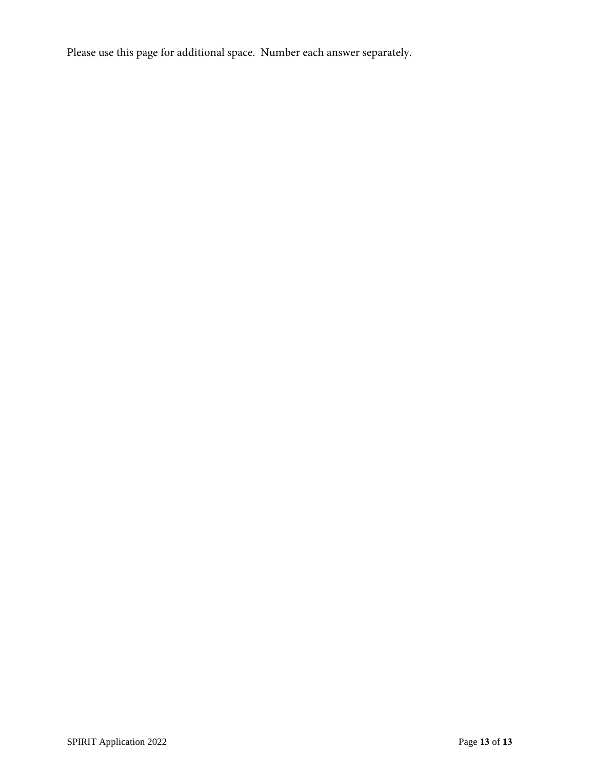Please use this page for additional space. Number each answer separately.